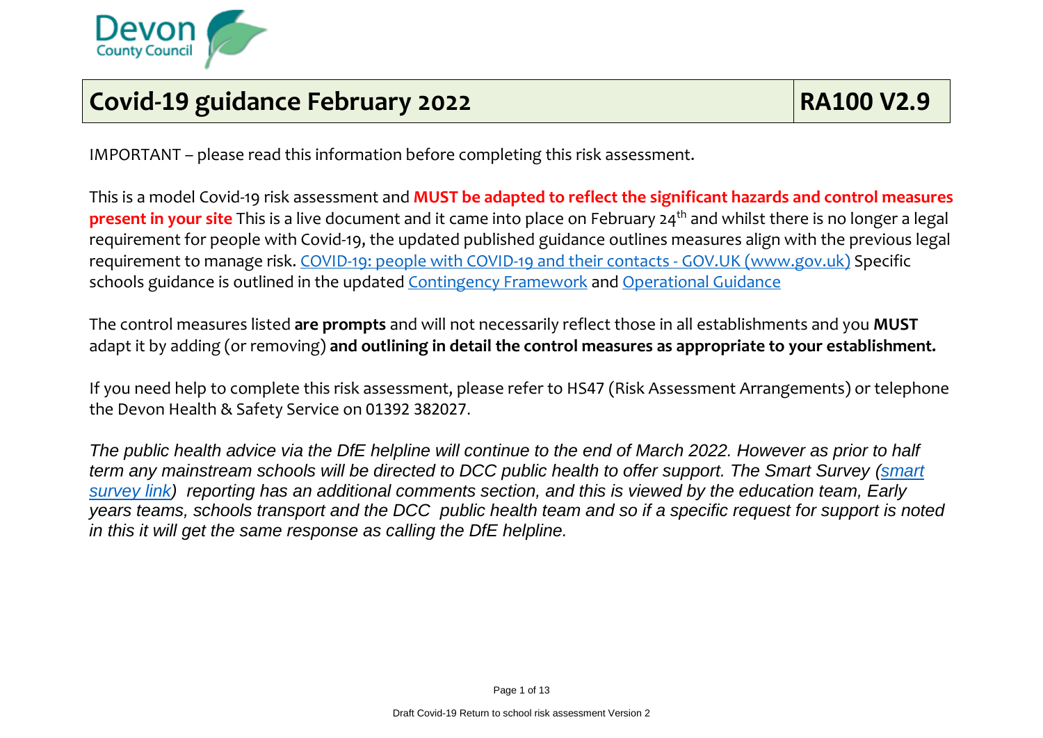Devon County Council

# Covid-19 guidance February 2022 | RA100 V2.9

IMPORTANT – please read this information before completing this risk assessment.

This is a model Covid-19 risk assessment and **MUST be adapted to reflect the significant hazards and control measures present in your site** This is a live document and it came into place on February 24th and whilst there is no longer a legal requirement for people with Covid-19, the updated published guidance outlines measures align with the previous legal requirement to manage risk. [COVID-19: people with COVID-19 and their contacts - GOV.UK (www.gov.uk)]() Specific schools guidance is outlined in the updated [Contingency Framework]() and [Operational Guidance]()

The control measures listed **are prompts** and will not necessarily reflect those in all establishments and you **MUST** adapt it by adding (or removing) **and outlining in detail the control measures as appropriate to your establishment.**

If you need help to complete this risk assessment, please refer to HS47 (Risk Assessment Arrangements) or telephone the Devon Health & Safety Service on 01392 382027.

*The public health advice via the DfE helpline will continue to the end of March 2022. However as prior to half term any mainstream schools will be directed to DCC public health to offer support. The Smart Survey ([smart survey link]()) reporting has an additional comments section, and this is viewed by the education team, Early years teams, schools transport and the DCC public health team and so if a specific request for support is noted in this it will get the same response as calling the DfE helpline.*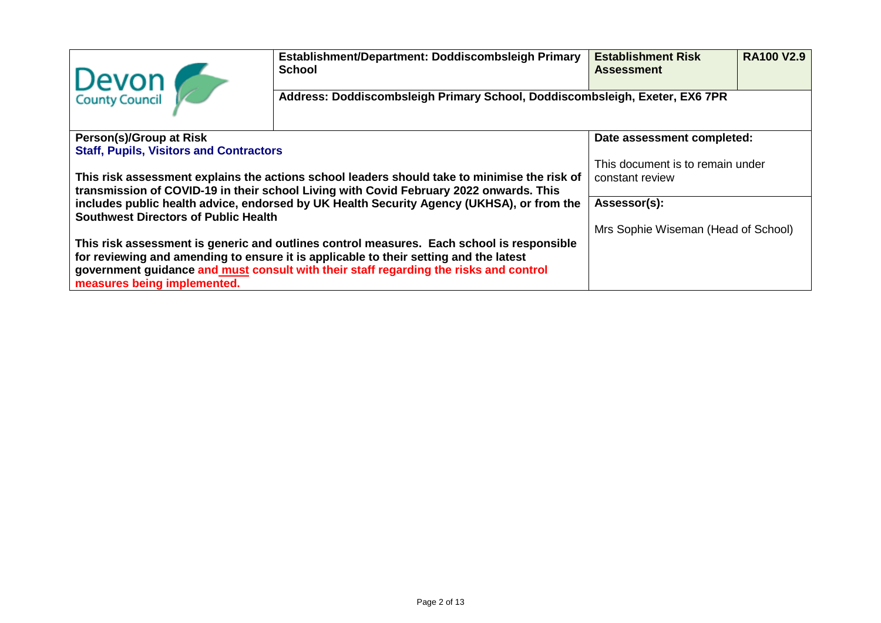| Devon County Council | **Establishment/Department: Doddiscombsleigh Primary School** | **Establishment Risk Assessment** | **RA100 V2.9** |
|---|---|---|---|
| | **Address: Doddiscombsleigh Primary School, Doddiscombsleigh, Exeter, EX6 7PR** | | |

| | |
|---|---|
| **Person(s)/Group at Risk**<br>**Staff, Pupils, Visitors and Contractors**<br><br>**This risk assessment explains the actions school leaders should take to minimise the risk of transmission of COVID-19 in their school Living with Covid February 2022 onwards. This includes public health advice, endorsed by UK Health Security Agency (UKHSA), or from the Southwest Directors of Public Health**<br><br>**This risk assessment is generic and outlines control measures. Each school is responsible for reviewing and amending to ensure it is applicable to their setting and the latest government guidance and must consult with their staff regarding the risks and control measures being implemented.** | **Date assessment completed:**<br><br>This document is to remain under constant review<br><br>**Assessor(s):**<br><br>Mrs Sophie Wiseman (Head of School) |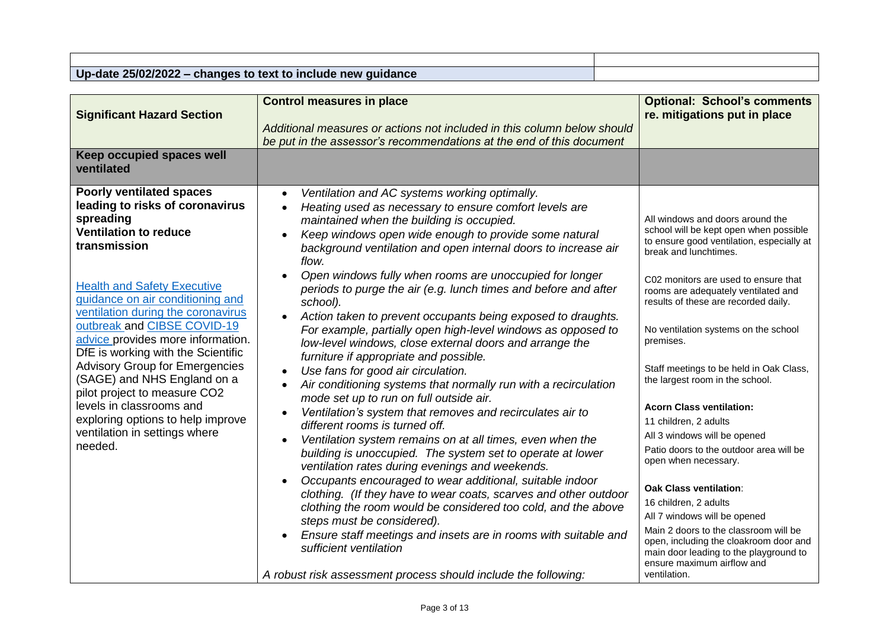| | |
|---|---|
| | |
| **Up-date 25/02/2022 – changes to text to include new guidance** | |

| **Significant Hazard Section** | **Control measures in place**<br><br>*Additional measures or actions not included in this column below should be put in the assessor's recommendations at the end of this document* | **Optional: School's comments re. mitigations put in place** |
|---|---|---|
| **Keep occupied spaces well ventilated** | | |
| **Poorly ventilated spaces leading to risks of coronavirus spreading**<br>**Ventilation to reduce transmission**<br><br>Health and Safety Executive guidance on air conditioning and ventilation during the coronavirus outbreak and CIBSE COVID-19 advice provides more information. DfE is working with the Scientific Advisory Group for Emergencies (SAGE) and NHS England on a pilot project to measure CO2 levels in classrooms and exploring options to help improve ventilation in settings where needed. | • *Ventilation and AC systems working optimally.*<br>• *Heating used as necessary to ensure comfort levels are maintained when the building is occupied.*<br>• *Keep windows open wide enough to provide some natural background ventilation and open internal doors to increase air flow.*<br>• *Open windows fully when rooms are unoccupied for longer periods to purge the air (e.g. lunch times and before and after school).*<br>• *Action taken to prevent occupants being exposed to draughts. For example, partially open high-level windows as opposed to low-level windows, close external doors and arrange the furniture if appropriate and possible.*<br>• *Use fans for good air circulation.*<br>• *Air conditioning systems that normally run with a recirculation mode set up to run on full outside air.*<br>• *Ventilation's system that removes and recirculates air to different rooms is turned off.*<br>• *Ventilation system remains on at all times, even when the building is unoccupied. The system set to operate at lower ventilation rates during evenings and weekends.*<br>• *Occupants encouraged to wear additional, suitable indoor clothing. (If they have to wear coats, scarves and other outdoor clothing the room would be considered too cold, and the above steps must be considered).*<br>• *Ensure staff meetings and insets are in rooms with suitable and sufficient ventilation*<br><br>*A robust risk assessment process should include the following:* | All windows and doors around the school will be kept open when possible to ensure good ventilation, especially at break and lunchtimes.<br><br>C02 monitors are used to ensure that rooms are adequately ventilated and results of these are recorded daily.<br><br>No ventilation systems on the school premises.<br><br>Staff meetings to be held in Oak Class, the largest room in the school.<br><br>**Acorn Class ventilation:**<br>11 children, 2 adults<br>All 3 windows will be opened<br>Patio doors to the outdoor area will be open when necessary.<br><br>**Oak Class ventilation**:<br>16 children, 2 adults<br>All 7 windows will be opened<br>Main 2 doors to the classroom will be open, including the cloakroom door and main door leading to the playground to ensure maximum airflow and ventilation. |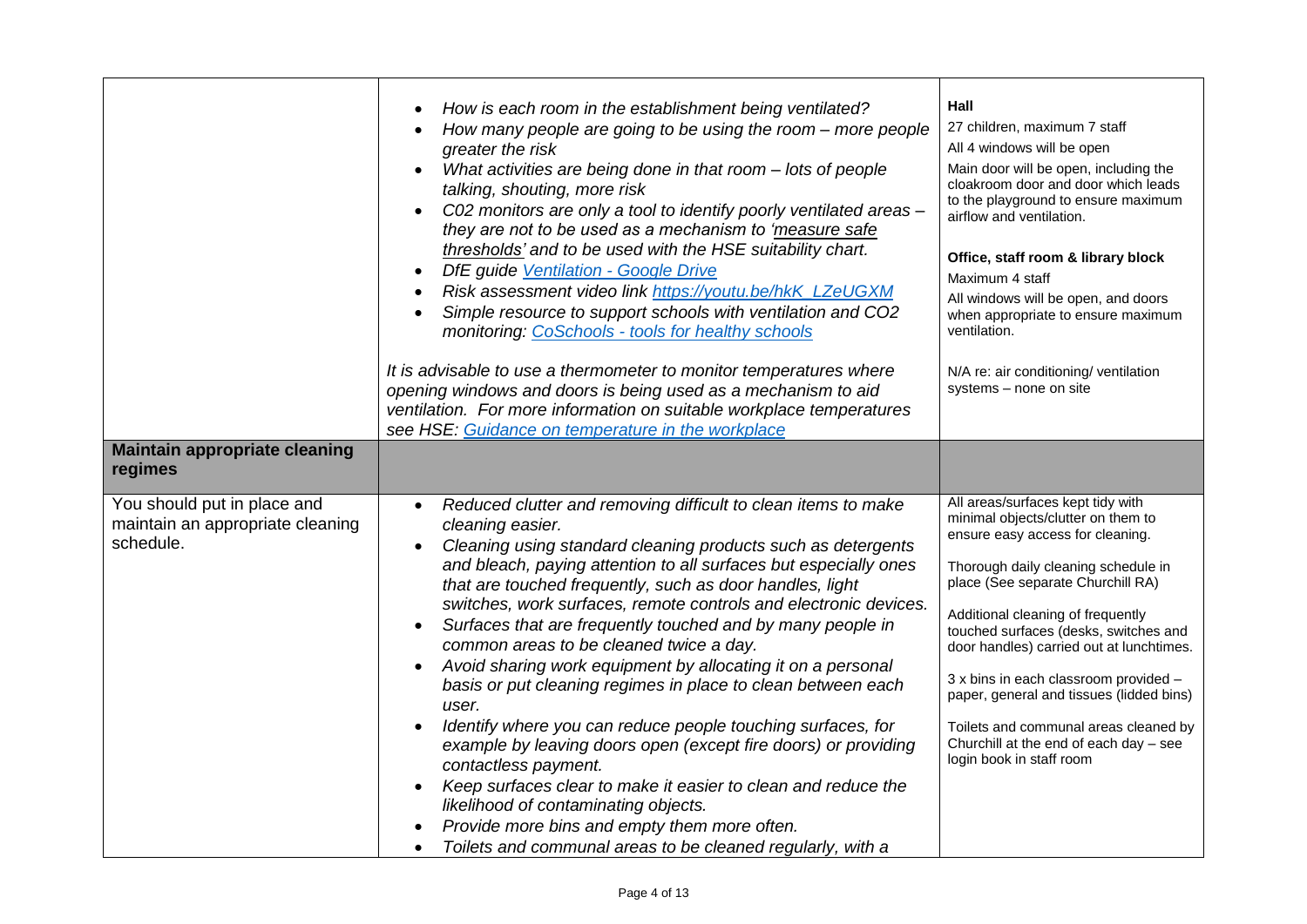| | | |
|---|---|---|
| | • *How is each room in the establishment being ventilated?*<br>• *How many people are going to be using the room – more people greater the risk*<br>• *What activities are being done in that room – lots of people talking, shouting, more risk*<br>• *C02 monitors are only a tool to identify poorly ventilated areas – they are not to be used as a mechanism to 'measure safe thresholds' and to be used with the HSE suitability chart.*<br>• *DfE guide [Ventilation - Google Drive]*<br>• *Risk assessment video link [https://youtu.be/hkK_LZeUGXM]*<br>• *Simple resource to support schools with ventilation and CO2 monitoring: [CoSchools - tools for healthy schools]*<br><br>*It is advisable to use a thermometer to monitor temperatures where opening windows and doors is being used as a mechanism to aid ventilation. For more information on suitable workplace temperatures see HSE: [Guidance on temperature in the workplace]* | **Hall**<br>27 children, maximum 7 staff<br>All 4 windows will be open<br>Main door will be open, including the cloakroom door and door which leads to the playground to ensure maximum airflow and ventilation.<br><br>**Office, staff room & library block**<br>Maximum 4 staff<br>All windows will be open, and doors when appropriate to ensure maximum ventilation.<br><br>N/A re: air conditioning/ ventilation systems – none on site |
| **Maintain appropriate cleaning regimes** | | |
| You should put in place and maintain an appropriate cleaning schedule. | • *Reduced clutter and removing difficult to clean items to make cleaning easier.*<br>• *Cleaning using standard cleaning products such as detergents and bleach, paying attention to all surfaces but especially ones that are touched frequently, such as door handles, light switches, work surfaces, remote controls and electronic devices.*<br>• *Surfaces that are frequently touched and by many people in common areas to be cleaned twice a day.*<br>• *Avoid sharing work equipment by allocating it on a personal basis or put cleaning regimes in place to clean between each user.*<br>• *Identify where you can reduce people touching surfaces, for example by leaving doors open (except fire doors) or providing contactless payment.*<br>• *Keep surfaces clear to make it easier to clean and reduce the likelihood of contaminating objects.*<br>• *Provide more bins and empty them more often.*<br>• *Toilets and communal areas to be cleaned regularly, with a* | All areas/surfaces kept tidy with minimal objects/clutter on them to ensure easy access for cleaning.<br><br>Thorough daily cleaning schedule in place (See separate Churchill RA)<br><br>Additional cleaning of frequently touched surfaces (desks, switches and door handles) carried out at lunchtimes.<br><br>3 x bins in each classroom provided – paper, general and tissues (lidded bins)<br><br>Toilets and communal areas cleaned by Churchill at the end of each day – see login book in staff room |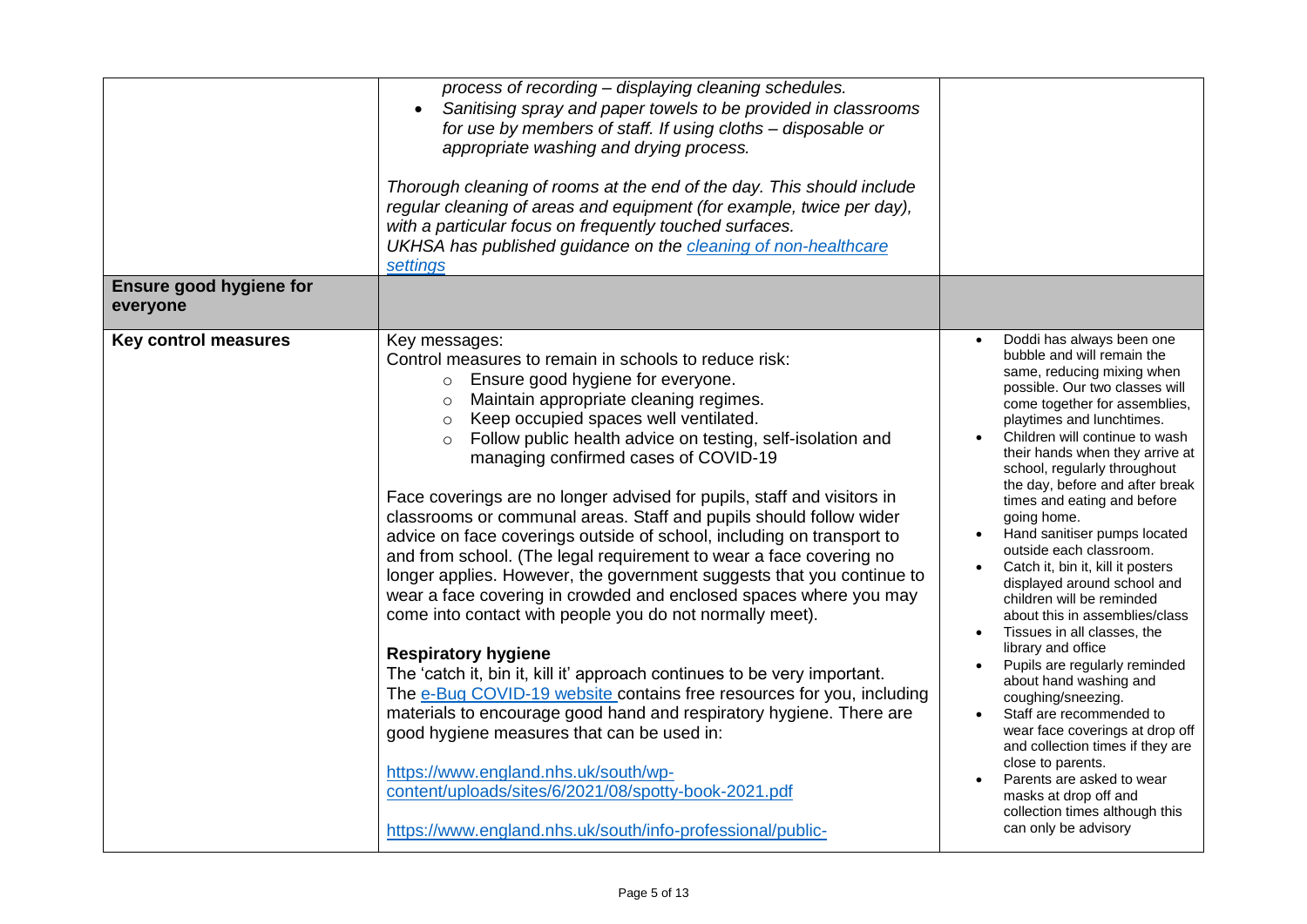| | | |
|---|---|---|
| | *process of recording – displaying cleaning schedules.*<br>• *Sanitising spray and paper towels to be provided in classrooms for use by members of staff. If using cloths – disposable or appropriate washing and drying process.*<br><br>*Thorough cleaning of rooms at the end of the day. This should include regular cleaning of areas and equipment (for example, twice per day), with a particular focus on frequently touched surfaces.*<br>*UKHSA has published guidance on the [cleaning of non-healthcare settings]()* | |
| **Ensure good hygiene for everyone** | | |
| **Key control measures** | Key messages:<br>Control measures to remain in schools to reduce risk:<br>○ Ensure good hygiene for everyone.<br>○ Maintain appropriate cleaning regimes.<br>○ Keep occupied spaces well ventilated.<br>○ Follow public health advice on testing, self-isolation and managing confirmed cases of COVID-19<br><br>Face coverings are no longer advised for pupils, staff and visitors in classrooms or communal areas. Staff and pupils should follow wider advice on face coverings outside of school, including on transport to and from school. (The legal requirement to wear a face covering no longer applies. However, the government suggests that you continue to wear a face covering in crowded and enclosed spaces where you may come into contact with people you do not normally meet).<br><br>**Respiratory hygiene**<br>The 'catch it, bin it, kill it' approach continues to be very important. The [e-Bug COVID-19 website]() contains free resources for you, including materials to encourage good hand and respiratory hygiene. There are good hygiene measures that can be used in:<br><br>https://www.england.nhs.uk/south/wp-content/uploads/sites/6/2021/08/spotty-book-2021.pdf<br><br>https://www.england.nhs.uk/south/info-professional/public- | • Doddi has always been one bubble and will remain the same, reducing mixing when possible. Our two classes will come together for assemblies, playtimes and lunchtimes.<br>• Children will continue to wash their hands when they arrive at school, regularly throughout the day, before and after break times and eating and before going home.<br>• Hand sanitiser pumps located outside each classroom.<br>• Catch it, bin it, kill it posters displayed around school and children will be reminded about this in assemblies/class<br>• Tissues in all classes, the library and office<br>• Pupils are regularly reminded about hand washing and coughing/sneezing.<br>• Staff are recommended to wear face coverings at drop off and collection times if they are close to parents.<br>• Parents are asked to wear masks at drop off and collection times although this can only be advisory |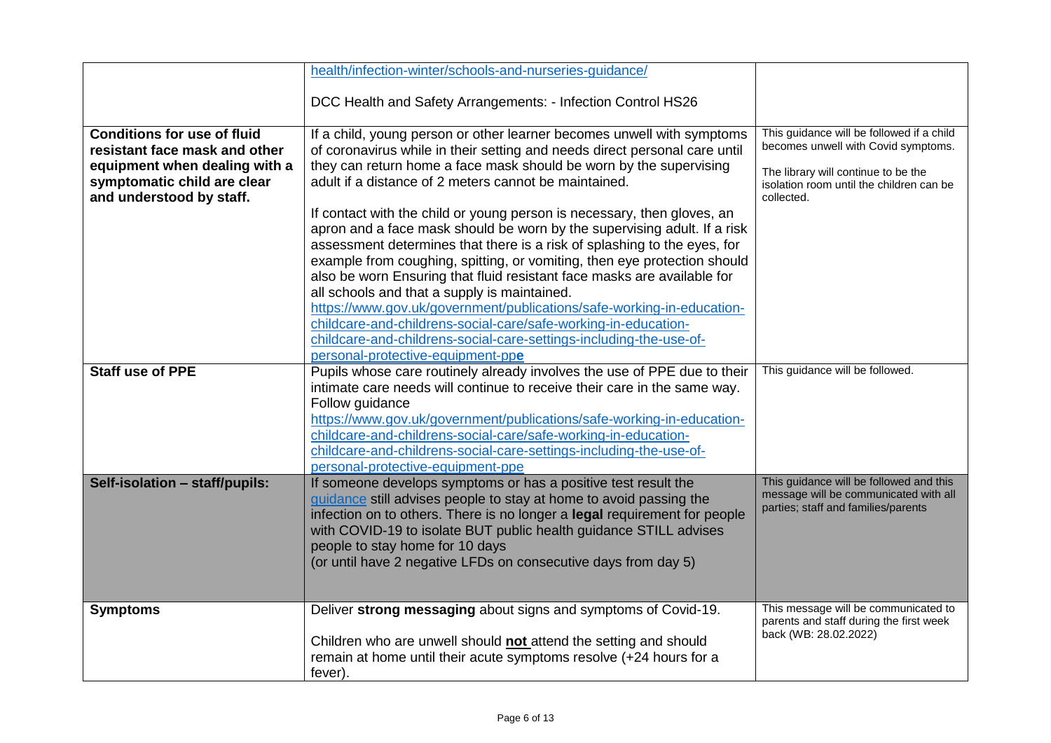| | | |
|---|---|---|
| | health/infection-winter/schools-and-nurseries-guidance/<br><br>DCC Health and Safety Arrangements: - Infection Control HS26 | |
| **Conditions for use of fluid resistant face mask and other equipment when dealing with a symptomatic child are clear and understood by staff.** | If a child, young person or other learner becomes unwell with symptoms of coronavirus while in their setting and needs direct personal care until they can return home a face mask should be worn by the supervising adult if a distance of 2 meters cannot be maintained.<br><br>If contact with the child or young person is necessary, then gloves, an apron and a face mask should be worn by the supervising adult. If a risk assessment determines that there is a risk of splashing to the eyes, for example from coughing, spitting, or vomiting, then eye protection should also be worn Ensuring that fluid resistant face masks are available for all schools and that a supply is maintained.<br>https://www.gov.uk/government/publications/safe-working-in-education-childcare-and-childrens-social-care/safe-working-in-education-childcare-and-childrens-social-care-settings-including-the-use-of-personal-protective-equipment-pp**e** | This guidance will be followed if a child becomes unwell with Covid symptoms.<br><br>The library will continue to be the isolation room until the children can be collected. |
| **Staff use of PPE** | Pupils whose care routinely already involves the use of PPE due to their intimate care needs will continue to receive their care in the same way. Follow guidance<br>https://www.gov.uk/government/publications/safe-working-in-education-childcare-and-childrens-social-care/safe-working-in-education-childcare-and-childrens-social-care-settings-including-the-use-of-personal-protective-equipment-ppe | This guidance will be followed. |
| **Self-isolation – staff/pupils:** | If someone develops symptoms or has a positive test result the guidance still advises people to stay at home to avoid passing the infection on to others. There is no longer a **legal** requirement for people with COVID-19 to isolate BUT public health guidance STILL advises people to stay home for 10 days<br>(or until have 2 negative LFDs on consecutive days from day 5) | This guidance will be followed and this message will be communicated with all parties; staff and families/parents |
| **Symptoms** | Deliver **strong messaging** about signs and symptoms of Covid-19.<br><br>Children who are unwell should **not** attend the setting and should remain at home until their acute symptoms resolve (+24 hours for a fever). | This message will be communicated to parents and staff during the first week back (WB: 28.02.2022) |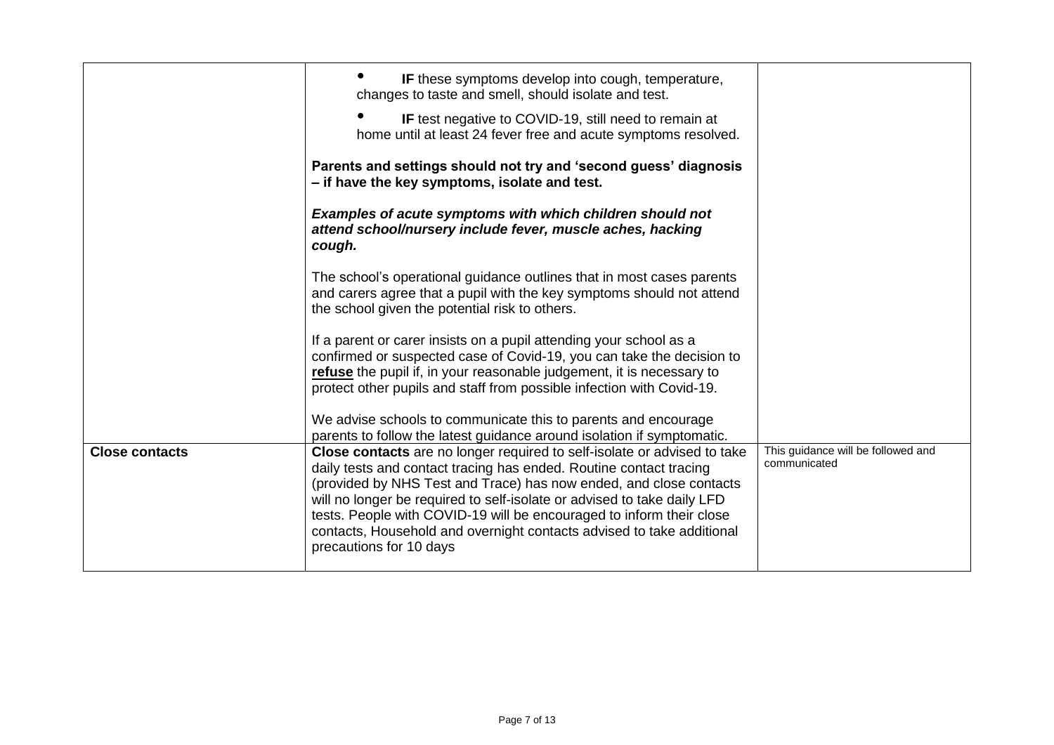| | | |
|---|---|---|
| | • **IF** these symptoms develop into cough, temperature, changes to taste and smell, should isolate and test.<br><br>• **IF** test negative to COVID-19, still need to remain at home until at least 24 fever free and acute symptoms resolved.<br><br>**Parents and settings should not try and 'second guess' diagnosis – if have the key symptoms, isolate and test.**<br><br>***Examples of acute symptoms with which children should not attend school/nursery include fever, muscle aches, hacking cough.***<br><br>The school's operational guidance outlines that in most cases parents and carers agree that a pupil with the key symptoms should not attend the school given the potential risk to others.<br><br>If a parent or carer insists on a pupil attending your school as a confirmed or suspected case of Covid-19, you can take the decision to **refuse** the pupil if, in your reasonable judgement, it is necessary to protect other pupils and staff from possible infection with Covid-19.<br><br>We advise schools to communicate this to parents and encourage parents to follow the latest guidance around isolation if symptomatic. | |
| **Close contacts** | **Close contacts** are no longer required to self-isolate or advised to take daily tests and contact tracing has ended. Routine contact tracing (provided by NHS Test and Trace) has now ended, and close contacts will no longer be required to self-isolate or advised to take daily LFD tests. People with COVID-19 will be encouraged to inform their close contacts, Household and overnight contacts advised to take additional precautions for 10 days | This guidance will be followed and communicated |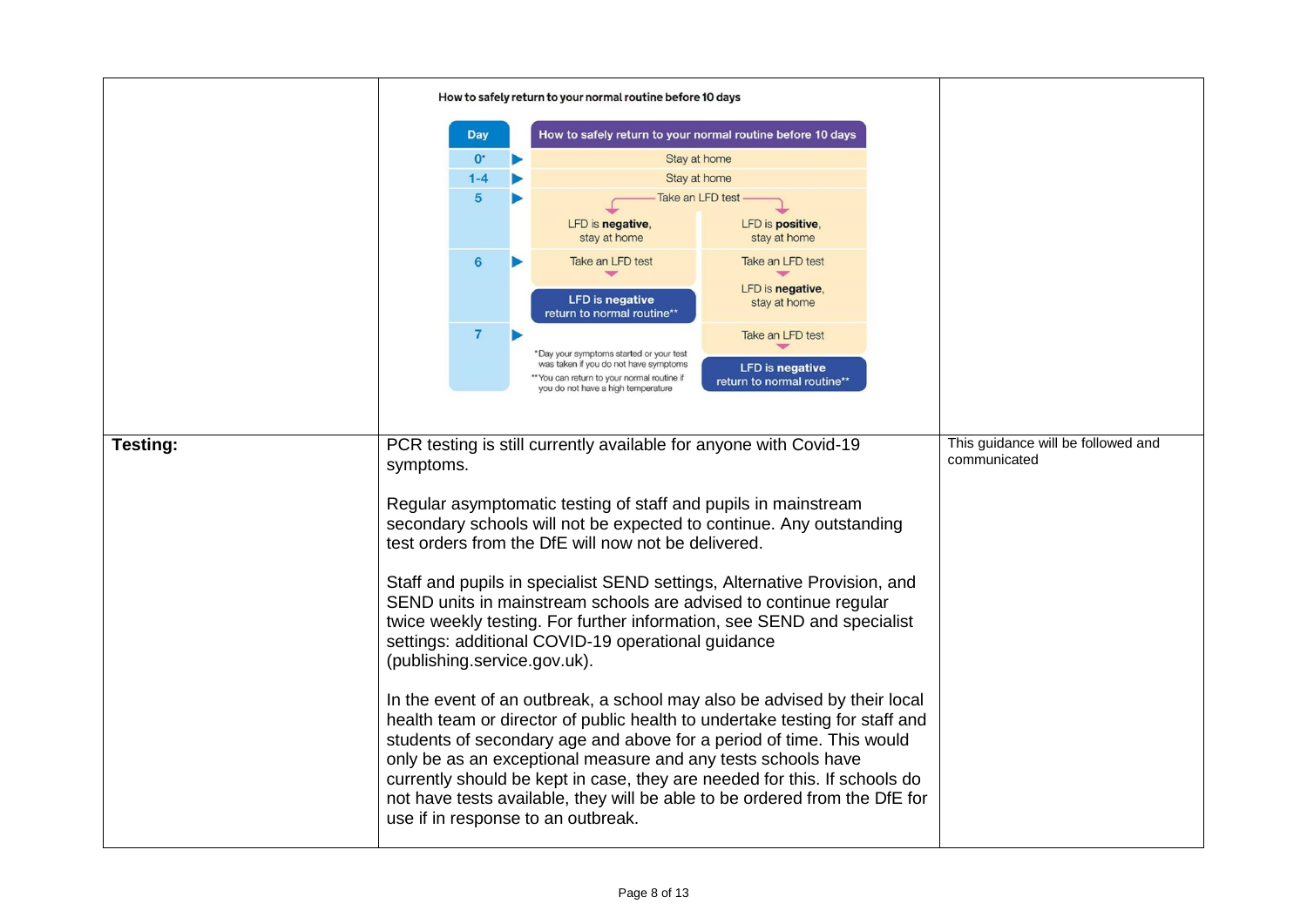| | | |
|---|---|---|
| | **How to safely return to your normal routine before 10 days**<br><br>**Day** / **How to safely return to your normal routine before 10 days**<br>0* ▶ Stay at home<br>1-4 ▶ Stay at home<br>5 ▶ Take an LFD test → LFD is **negative**, stay at home / LFD is **positive**, stay at home<br>6 ▶ Take an LFD test → **LFD is negative return to normal routine**** / Take an LFD test → LFD is **negative**, stay at home<br>7 ▶ Take an LFD test → **LFD is negative return to normal routine****<br><br>*Day your symptoms started or your test was taken if you do not have symptoms<br>**You can return to your normal routine if you do not have a high temperature | |
| **Testing:** | PCR testing is still currently available for anyone with Covid-19 symptoms.<br><br>Regular asymptomatic testing of staff and pupils in mainstream secondary schools will not be expected to continue. Any outstanding test orders from the DfE will now not be delivered.<br><br>Staff and pupils in specialist SEND settings, Alternative Provision, and SEND units in mainstream schools are advised to continue regular twice weekly testing. For further information, see SEND and specialist settings: additional COVID-19 operational guidance (publishing.service.gov.uk).<br><br>In the event of an outbreak, a school may also be advised by their local health team or director of public health to undertake testing for staff and students of secondary age and above for a period of time. This would only be as an exceptional measure and any tests schools have currently should be kept in case, they are needed for this. If schools do not have tests available, they will be able to be ordered from the DfE for use if in response to an outbreak. | This guidance will be followed and communicated |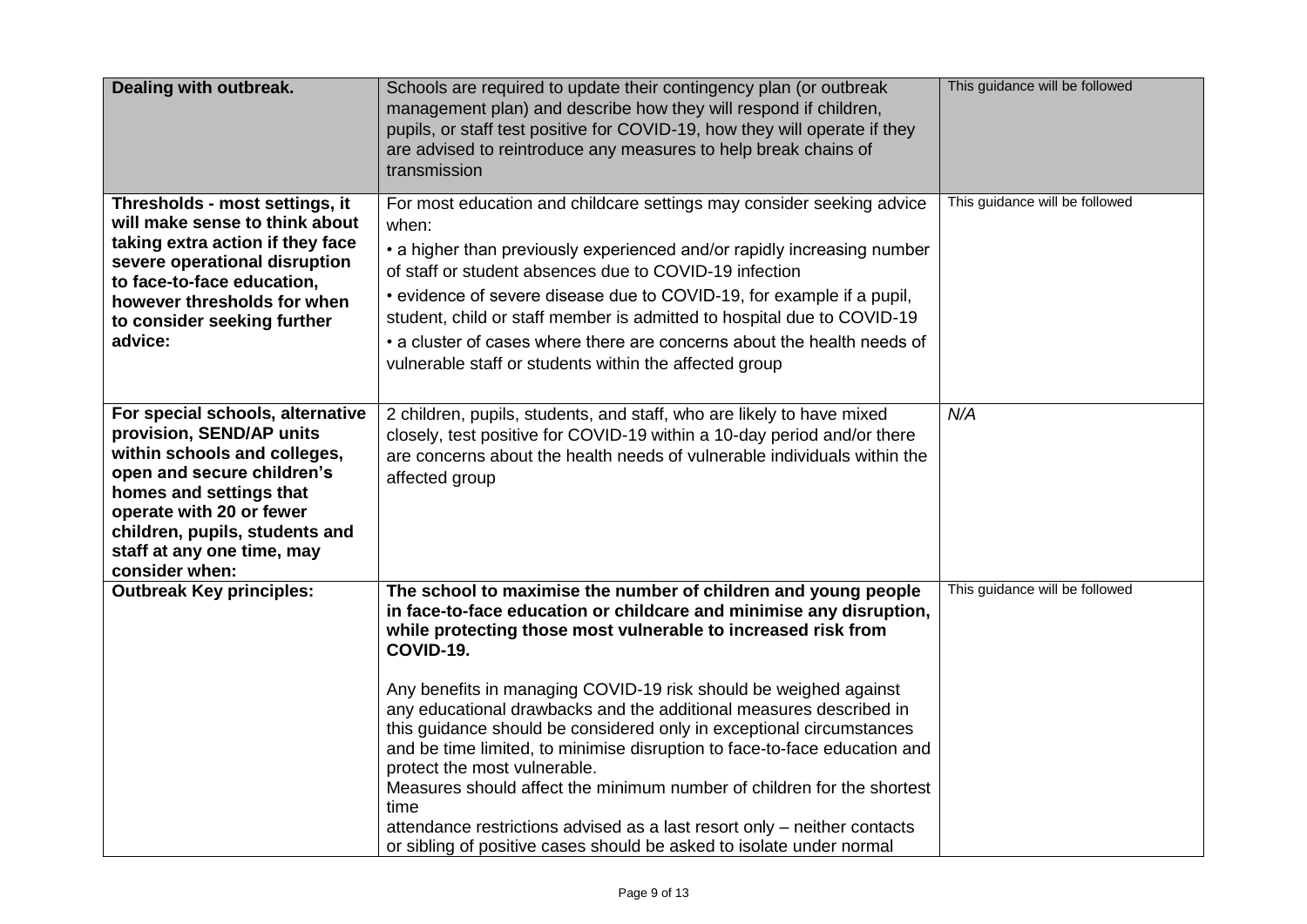| | | |
|---|---|---|
| **Dealing with outbreak.** | Schools are required to update their contingency plan (or outbreak management plan) and describe how they will respond if children, pupils, or staff test positive for COVID-19, how they will operate if they are advised to reintroduce any measures to help break chains of transmission | This guidance will be followed |
| **Thresholds - most settings, it will make sense to think about taking extra action if they face severe operational disruption to face-to-face education, however thresholds for when to consider seeking further advice:** | For most education and childcare settings may consider seeking advice when:<br>• a higher than previously experienced and/or rapidly increasing number of staff or student absences due to COVID-19 infection<br>• evidence of severe disease due to COVID-19, for example if a pupil, student, child or staff member is admitted to hospital due to COVID-19<br>• a cluster of cases where there are concerns about the health needs of vulnerable staff or students within the affected group | This guidance will be followed |
| **For special schools, alternative provision, SEND/AP units within schools and colleges, open and secure children's homes and settings that operate with 20 or fewer children, pupils, students and staff at any one time, may consider when:** | 2 children, pupils, students, and staff, who are likely to have mixed closely, test positive for COVID-19 within a 10-day period and/or there are concerns about the health needs of vulnerable individuals within the affected group | *N/A* |
| **Outbreak Key principles:** | **The school to maximise the number of children and young people in face-to-face education or childcare and minimise any disruption, while protecting those most vulnerable to increased risk from COVID-19.**<br><br>Any benefits in managing COVID-19 risk should be weighed against any educational drawbacks and the additional measures described in this guidance should be considered only in exceptional circumstances and be time limited, to minimise disruption to face-to-face education and protect the most vulnerable.<br>Measures should affect the minimum number of children for the shortest time<br>attendance restrictions advised as a last resort only – neither contacts or sibling of positive cases should be asked to isolate under normal | This guidance will be followed |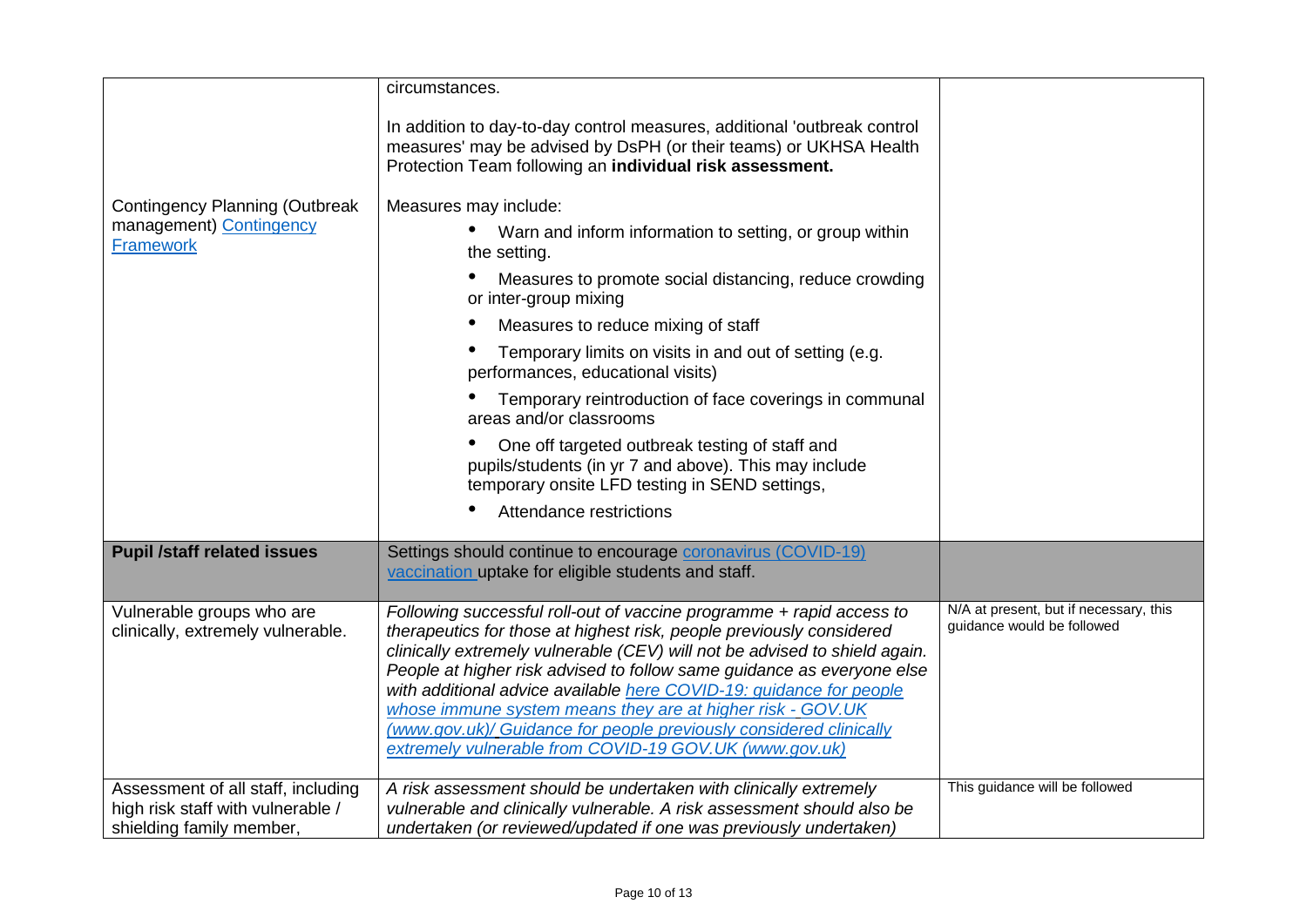| | | |
|---|---|---|
| Contingency Planning (Outbreak management) Contingency Framework | circumstances.<br><br>In addition to day-to-day control measures, additional 'outbreak control measures' may be advised by DsPH (or their teams) or UKHSA Health Protection Team following an **individual risk assessment.**<br><br>Measures may include:<br>• Warn and inform information to setting, or group within the setting.<br>• Measures to promote social distancing, reduce crowding or inter-group mixing<br>• Measures to reduce mixing of staff<br>• Temporary limits on visits in and out of setting (e.g. performances, educational visits)<br>• Temporary reintroduction of face coverings in communal areas and/or classrooms<br>• One off targeted outbreak testing of staff and pupils/students (in yr 7 and above). This may include temporary onsite LFD testing in SEND settings,<br>• Attendance restrictions | |
| **Pupil /staff related issues** | Settings should continue to encourage coronavirus (COVID-19) vaccination uptake for eligible students and staff. | |
| Vulnerable groups who are clinically, extremely vulnerable. | *Following successful roll-out of vaccine programme + rapid access to therapeutics for those at highest risk, people previously considered clinically extremely vulnerable (CEV) will not be advised to shield again. People at higher risk advised to follow same guidance as everyone else with additional advice available here COVID-19: guidance for people whose immune system means they are at higher risk - GOV.UK (www.gov.uk)/ Guidance for people previously considered clinically extremely vulnerable from COVID-19 GOV.UK (www.gov.uk)* | N/A at present, but if necessary, this guidance would be followed |
| Assessment of all staff, including high risk staff with vulnerable / shielding family member, | *A risk assessment should be undertaken with clinically extremely vulnerable and clinically vulnerable. A risk assessment should also be undertaken (or reviewed/updated if one was previously undertaken)* | This guidance will be followed |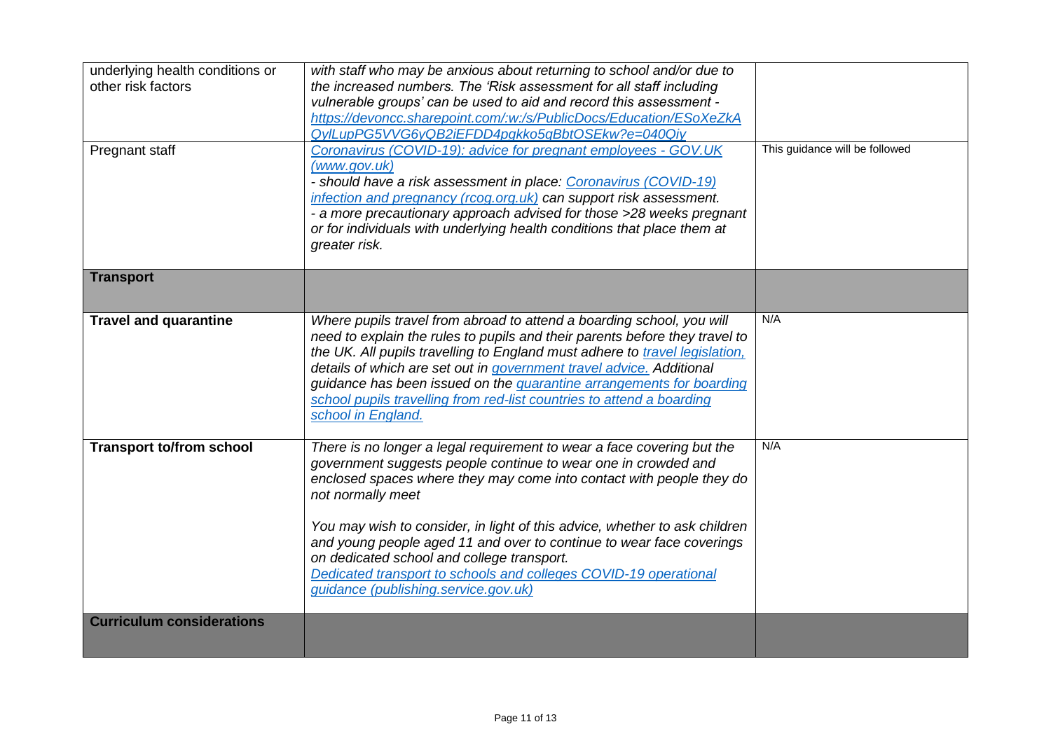| | | |
|---|---|---|
| underlying health conditions or other risk factors | *with staff who may be anxious about returning to school and/or due to the increased numbers. The 'Risk assessment for all staff including vulnerable groups' can be used to aid and record this assessment - [https://devoncc.sharepoint.com/:w:/s/PublicDocs/Education/ESoXeZkAQylLupPG5VVG6yQB2iEFDD4pgkko5qBbtOSEkw?e=040Qiy](https://devoncc.sharepoint.com/:w:/s/PublicDocs/Education/ESoXeZkAQylLupPG5VVG6yQB2iEFDD4pgkko5qBbtOSEkw?e=040Qiy)* | |
| Pregnant staff | *[Coronavirus (COVID-19): advice for pregnant employees - GOV.UK (www.gov.uk)](https://www.gov.uk)*<br>*- should have a risk assessment in place: [Coronavirus (COVID-19) infection and pregnancy (rcog.org.uk)](https://www.rcog.org.uk) can support risk assessment.*<br>*- a more precautionary approach advised for those >28 weeks pregnant or for individuals with underlying health conditions that place them at greater risk.* | This guidance will be followed |
| **Transport** | | |
| **Travel and quarantine** | *Where pupils travel from abroad to attend a boarding school, you will need to explain the rules to pupils and their parents before they travel to the UK. All pupils travelling to England must adhere to travel legislation, details of which are set out in government travel advice. Additional guidance has been issued on the quarantine arrangements for boarding school pupils travelling from red-list countries to attend a boarding school in England.* | N/A |
| **Transport to/from school** | *There is no longer a legal requirement to wear a face covering but the government suggests people continue to wear one in crowded and enclosed spaces where they may come into contact with people they do not normally meet*<br><br>*You may wish to consider, in light of this advice, whether to ask children and young people aged 11 and over to continue to wear face coverings on dedicated school and college transport.*<br>*Dedicated transport to schools and colleges COVID-19 operational guidance (publishing.service.gov.uk)* | N/A |
| **Curriculum considerations** | | |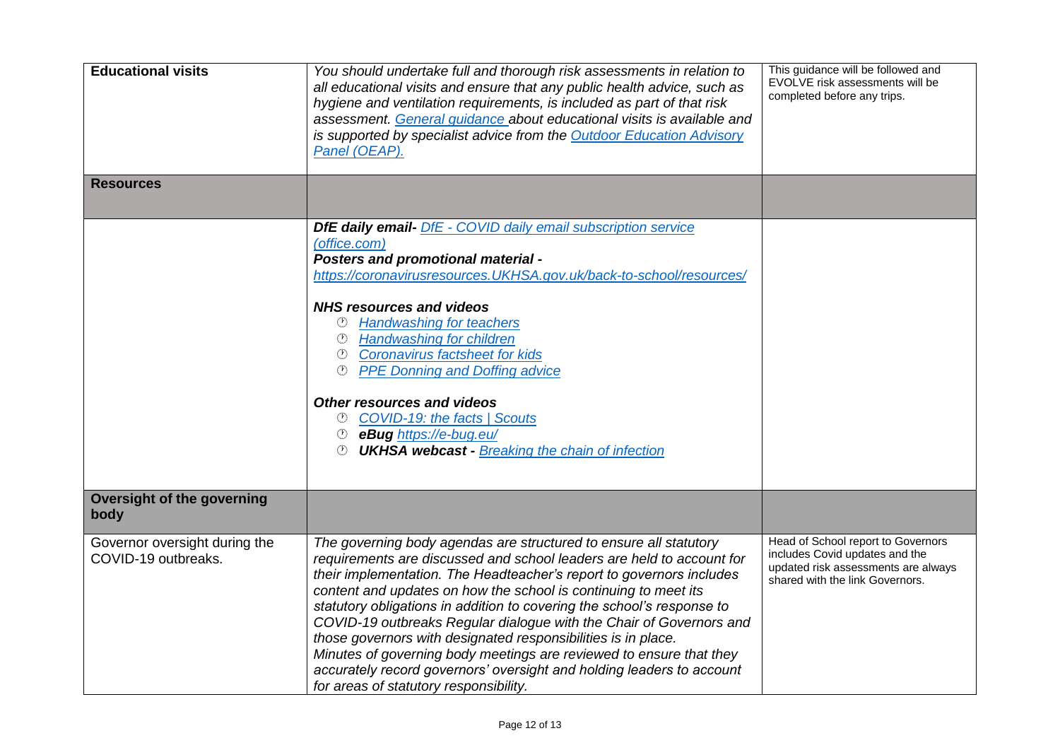| | | |
|---|---|---|
| **Educational visits** | *You should undertake full and thorough risk assessments in relation to all educational visits and ensure that any public health advice, such as hygiene and ventilation requirements, is included as part of that risk assessment. General guidance about educational visits is available and is supported by specialist advice from the Outdoor Education Advisory Panel (OEAP).* | This guidance will be followed and EVOLVE risk assessments will be completed before any trips. |
| **Resources** | | |
| | ***DfE daily email-*** *DfE - COVID daily email subscription service (office.com)*<br>***Posters and promotional material -*** *https://coronavirusresources.UKHSA.gov.uk/back-to-school/resources/*<br><br>***NHS resources and videos***<br>- *Handwashing for teachers*<br>- *Handwashing for children*<br>- *Coronavirus factsheet for kids*<br>- *PPE Donning and Doffing advice*<br><br>***Other resources and videos***<br>- *COVID-19: the facts \| Scouts*<br>- ***eBug*** *https://e-bug.eu/*<br>- ***UKHSA webcast -*** *Breaking the chain of infection* | |
| **Oversight of the governing body** | | |
| Governor oversight during the COVID-19 outbreaks. | *The governing body agendas are structured to ensure all statutory requirements are discussed and school leaders are held to account for their implementation. The Headteacher's report to governors includes content and updates on how the school is continuing to meet its statutory obligations in addition to covering the school's response to COVID-19 outbreaks Regular dialogue with the Chair of Governors and those governors with designated responsibilities is in place.*<br>*Minutes of governing body meetings are reviewed to ensure that they accurately record governors' oversight and holding leaders to account for areas of statutory responsibility.* | Head of School report to Governors includes Covid updates and the updated risk assessments are always shared with the link Governors. |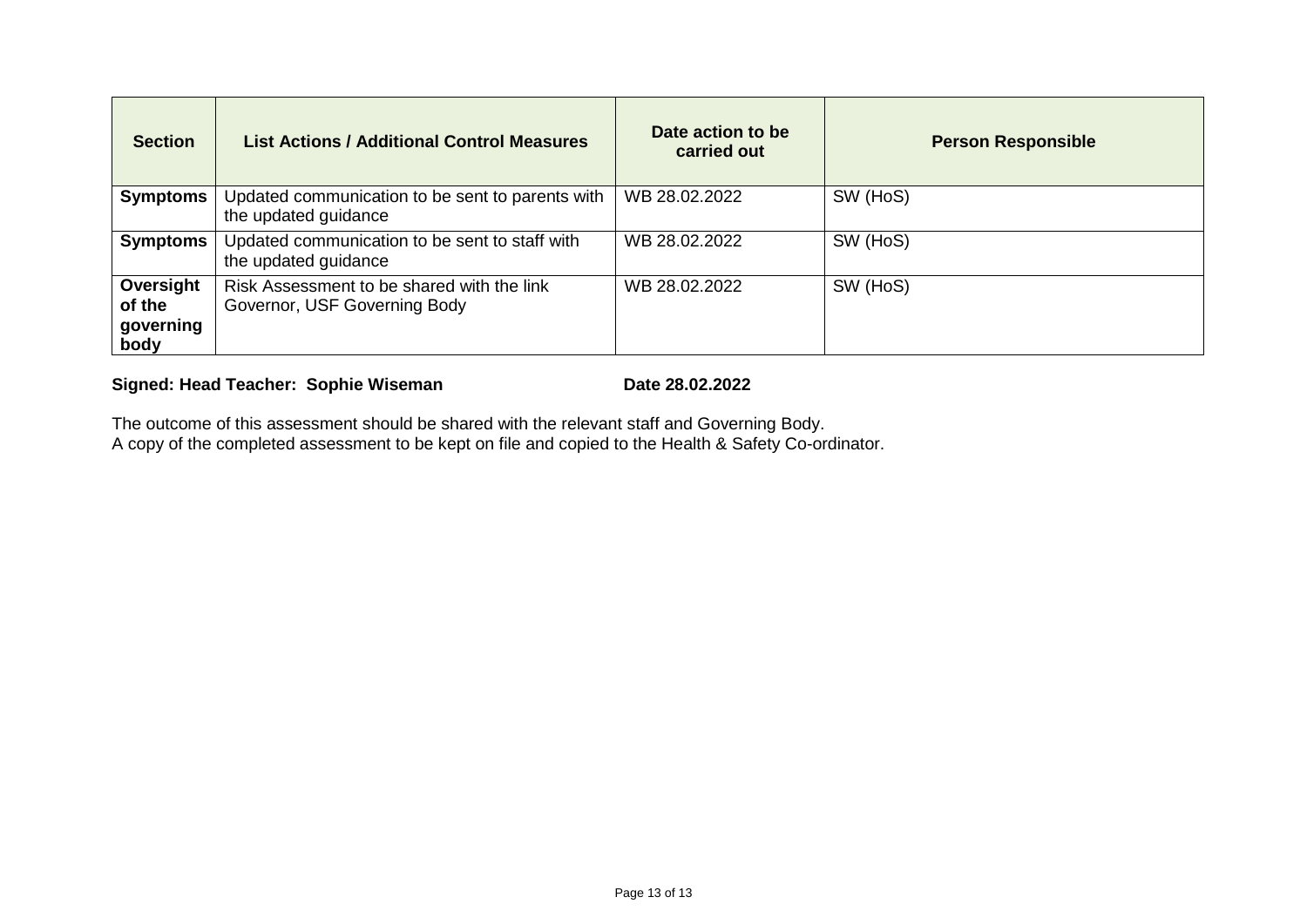| Section | List Actions / Additional Control Measures | Date action to be carried out | Person Responsible |
| --- | --- | --- | --- |
| **Symptoms** | Updated communication to be sent to parents with the updated guidance | WB 28.02.2022 | SW (HoS) |
| **Symptoms** | Updated communication to be sent to staff with the updated guidance | WB 28.02.2022 | SW (HoS) |
| **Oversight of the governing body** | Risk Assessment to be shared with the link Governor, USF Governing Body | WB 28.02.2022 | SW (HoS) |

**Signed: Head Teacher: Sophie Wiseman** **Date 28.02.2022**

The outcome of this assessment should be shared with the relevant staff and Governing Body.
A copy of the completed assessment to be kept on file and copied to the Health & Safety Co-ordinator.